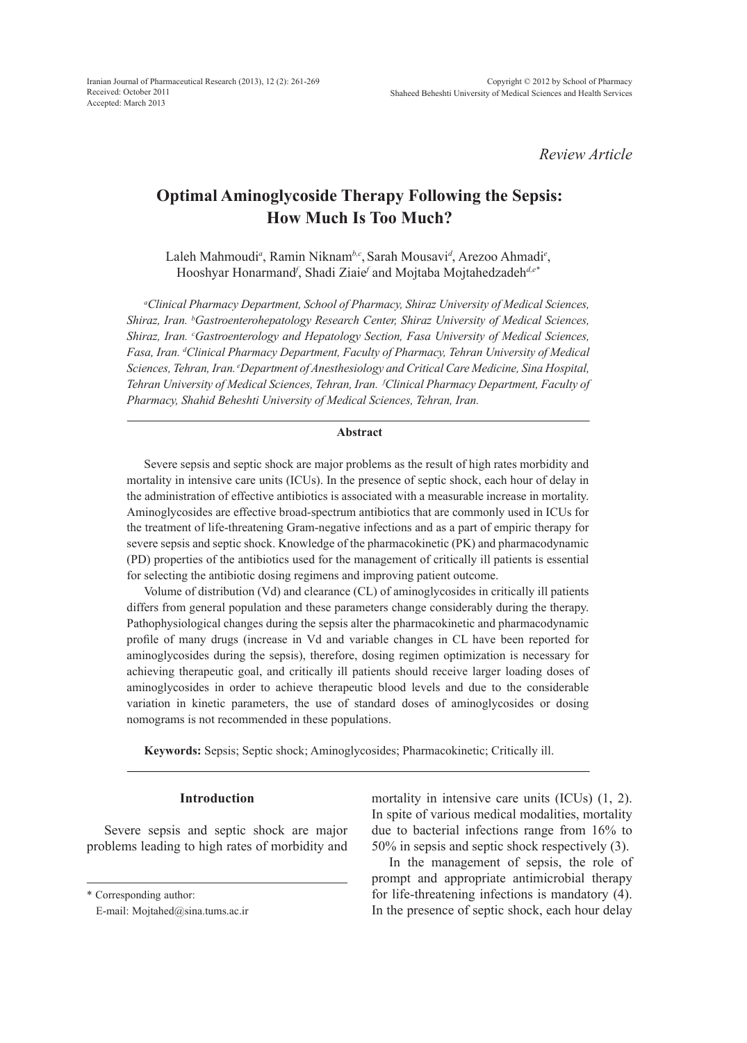*Review Article*

# Optimal Aminoglycoside Therapy Following the Sepsis: How Much Is Too Much?

Laleh Mahmoudi[a], Ramin Niknam[b,c], Sarah Mousavi[d], Arezoo Ahmadi[e], Hooshyar Honarmand[f], Shadi Ziaie[f] and Mojtaba Mojtahedzadeh[d,e*]

*[a]Clinical Pharmacy Department, School of Pharmacy, Shiraz University of Medical Sciences, Shiraz, Iran. [b]Gastroenterohepatology Research Center, Shiraz University of Medical Sciences, Shiraz, Iran. [c]Gastroenterology and Hepatology Section, Fasa University of Medical Sciences, Fasa, Iran. [d]Clinical Pharmacy Department, Faculty of Pharmacy, Tehran University of Medical Sciences, Tehran, Iran. [e]Department of Anesthesiology and Critical Care Medicine, Sina Hospital, Tehran University of Medical Sciences, Tehran, Iran. [f]Clinical Pharmacy Department, Faculty of Pharmacy, Shahid Beheshti University of Medical Sciences, Tehran, Iran.*

## Abstract

Severe sepsis and septic shock are major problems as the result of high rates morbidity and mortality in intensive care units (ICUs). In the presence of septic shock, each hour of delay in the administration of effective antibiotics is associated with a measurable increase in mortality. Aminoglycosides are effective broad-spectrum antibiotics that are commonly used in ICUs for the treatment of life-threatening Gram-negative infections and as a part of empiric therapy for severe sepsis and septic shock. Knowledge of the pharmacokinetic (PK) and pharmacodynamic (PD) properties of the antibiotics used for the management of critically ill patients is essential for selecting the antibiotic dosing regimens and improving patient outcome.

Volume of distribution (Vd) and clearance (CL) of aminoglycosides in critically ill patients differs from general population and these parameters change considerably during the therapy. Pathophysiological changes during the sepsis alter the pharmacokinetic and pharmacodynamic profile of many drugs (increase in Vd and variable changes in CL have been reported for aminoglycosides during the sepsis), therefore, dosing regimen optimization is necessary for achieving therapeutic goal, and critically ill patients should receive larger loading doses of aminoglycosides in order to achieve therapeutic blood levels and due to the considerable variation in kinetic parameters, the use of standard doses of aminoglycosides or dosing nomograms is not recommended in these populations.

**Keywords:** Sepsis; Septic shock; Aminoglycosides; Pharmacokinetic; Critically ill.

## Introduction

Severe sepsis and septic shock are major problems leading to high rates of morbidity and mortality in intensive care units (ICUs) (1, 2). In spite of various medical modalities, mortality due to bacterial infections range from 16% to 50% in sepsis and septic shock respectively (3).

In the management of sepsis, the role of prompt and appropriate antimicrobial therapy for life-threatening infections is mandatory (4). In the presence of septic shock, each hour delay

\* Corresponding author:
E-mail: Mojtahed@sina.tums.ac.ir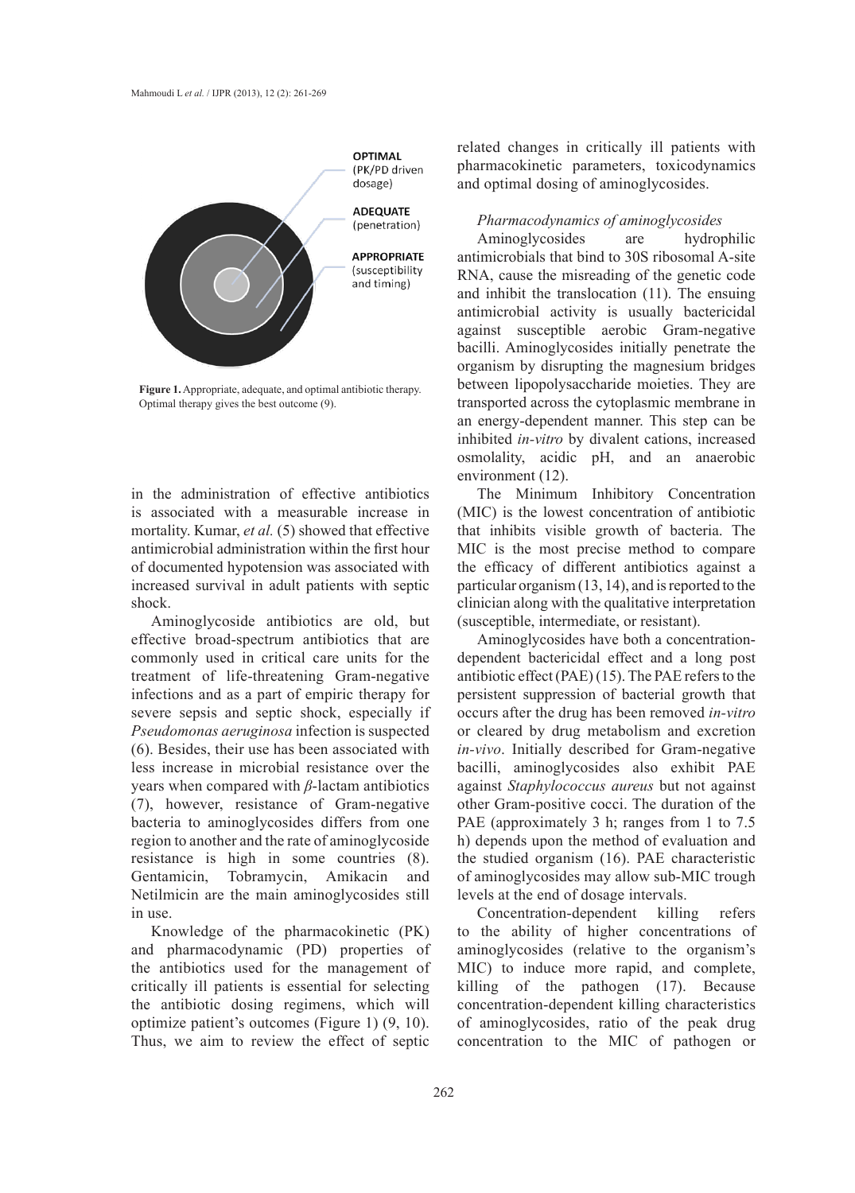OPTIMAL (PK/PD driven dosage)

ADEQUATE (penetration)

APPROPRIATE (susceptibility and timing)

**Figure 1.** Appropriate, adequate, and optimal antibiotic therapy. Optimal therapy gives the best outcome (9).

in the administration of effective antibiotics is associated with a measurable increase in mortality. Kumar, *et al.* (5) showed that effective antimicrobial administration within the first hour of documented hypotension was associated with increased survival in adult patients with septic shock.

Aminoglycoside antibiotics are old, but effective broad-spectrum antibiotics that are commonly used in critical care units for the treatment of life-threatening Gram-negative infections and as a part of empiric therapy for severe sepsis and septic shock, especially if *Pseudomonas aeruginosa* infection is suspected (6). Besides, their use has been associated with less increase in microbial resistance over the years when compared with *β*-lactam antibiotics (7), however, resistance of Gram-negative bacteria to aminoglycosides differs from one region to another and the rate of aminoglycoside resistance is high in some countries (8). Gentamicin, Tobramycin, Amikacin and Netilmicin are the main aminoglycosides still in use.

Knowledge of the pharmacokinetic (PK) and pharmacodynamic (PD) properties of the antibiotics used for the management of critically ill patients is essential for selecting the antibiotic dosing regimens, which will optimize patient's outcomes (Figure 1) (9, 10). Thus, we aim to review the effect of septic related changes in critically ill patients with pharmacokinetic parameters, toxicodynamics and optimal dosing of aminoglycosides.

*Pharmacodynamics of aminoglycosides*

Aminoglycosides are hydrophilic antimicrobials that bind to 30S ribosomal A-site RNA, cause the misreading of the genetic code and inhibit the translocation (11). The ensuing antimicrobial activity is usually bactericidal against susceptible aerobic Gram-negative bacilli. Aminoglycosides initially penetrate the organism by disrupting the magnesium bridges between lipopolysaccharide moieties. They are transported across the cytoplasmic membrane in an energy-dependent manner. This step can be inhibited *in-vitro* by divalent cations, increased osmolality, acidic pH, and an anaerobic environment (12).

The Minimum Inhibitory Concentration (MIC) is the lowest concentration of antibiotic that inhibits visible growth of bacteria. The MIC is the most precise method to compare the efficacy of different antibiotics against a particular organism (13, 14), and is reported to the clinician along with the qualitative interpretation (susceptible, intermediate, or resistant).

Aminoglycosides have both a concentration-dependent bactericidal effect and a long post antibiotic effect (PAE) (15). The PAE refers to the persistent suppression of bacterial growth that occurs after the drug has been removed *in-vitro* or cleared by drug metabolism and excretion *in-vivo*. Initially described for Gram-negative bacilli, aminoglycosides also exhibit PAE against *Staphylococcus aureus* but not against other Gram-positive cocci. The duration of the PAE (approximately 3 h; ranges from 1 to 7.5 h) depends upon the method of evaluation and the studied organism (16). PAE characteristic of aminoglycosides may allow sub-MIC trough levels at the end of dosage intervals.

Concentration-dependent killing refers to the ability of higher concentrations of aminoglycosides (relative to the organism's MIC) to induce more rapid, and complete, killing of the pathogen (17). Because concentration-dependent killing characteristics of aminoglycosides, ratio of the peak drug concentration to the MIC of pathogen or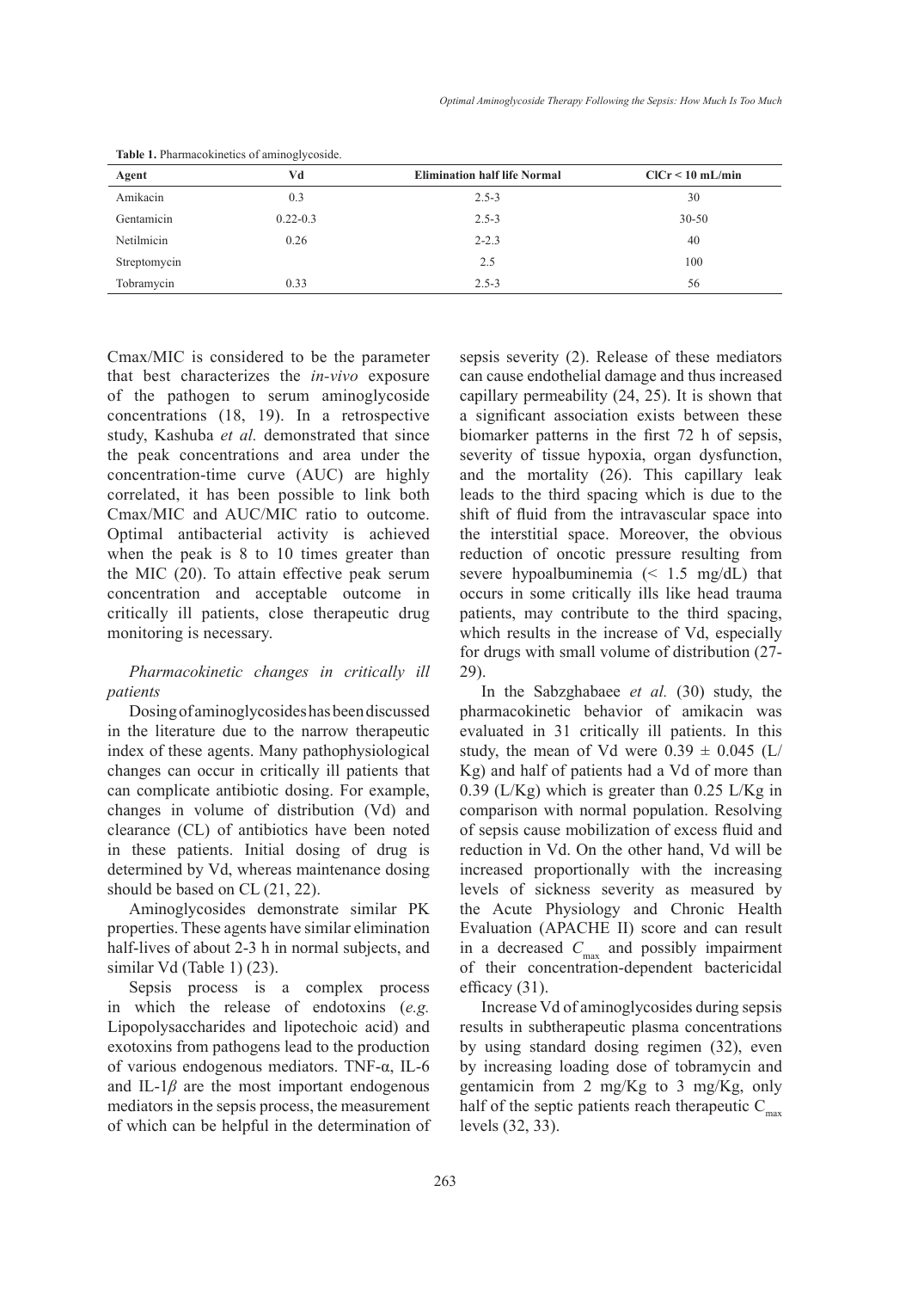**Table 1.** Pharmacokinetics of aminoglycoside.

| Agent | Vd | Elimination half life Normal | ClCr < 10 mL/min |
|---|---|---|---|
| Amikacin | 0.3 | 2.5-3 | 30 |
| Gentamicin | 0.22-0.3 | 2.5-3 | 30-50 |
| Netilmicin | 0.26 | 2-2.3 | 40 |
| Streptomycin | | 2.5 | 100 |
| Tobramycin | 0.33 | 2.5-3 | 56 |

Cmax/MIC is considered to be the parameter that best characterizes the *in-vivo* exposure of the pathogen to serum aminoglycoside concentrations (18, 19). In a retrospective study, Kashuba *et al.* demonstrated that since the peak concentrations and area under the concentration-time curve (AUC) are highly correlated, it has been possible to link both Cmax/MIC and AUC/MIC ratio to outcome. Optimal antibacterial activity is achieved when the peak is 8 to 10 times greater than the MIC (20). To attain effective peak serum concentration and acceptable outcome in critically ill patients, close therapeutic drug monitoring is necessary.

### *Pharmacokinetic changes in critically ill patients*

Dosing of aminoglycosides has been discussed in the literature due to the narrow therapeutic index of these agents. Many pathophysiological changes can occur in critically ill patients that can complicate antibiotic dosing. For example, changes in volume of distribution (Vd) and clearance (CL) of antibiotics have been noted in these patients. Initial dosing of drug is determined by Vd, whereas maintenance dosing should be based on CL (21, 22).

Aminoglycosides demonstrate similar PK properties. These agents have similar elimination half-lives of about 2-3 h in normal subjects, and similar Vd (Table 1) (23).

Sepsis process is a complex process in which the release of endotoxins (*e.g.* Lipopolysaccharides and lipotechoic acid) and exotoxins from pathogens lead to the production of various endogenous mediators. TNF-α, IL-6 and IL-1*β* are the most important endogenous mediators in the sepsis process, the measurement of which can be helpful in the determination of sepsis severity (2). Release of these mediators can cause endothelial damage and thus increased capillary permeability (24, 25). It is shown that a significant association exists between these biomarker patterns in the first 72 h of sepsis, severity of tissue hypoxia, organ dysfunction, and the mortality (26). This capillary leak leads to the third spacing which is due to the shift of fluid from the intravascular space into the interstitial space. Moreover, the obvious reduction of oncotic pressure resulting from severe hypoalbuminemia (< 1.5 mg/dL) that occurs in some critically ills like head trauma patients, may contribute to the third spacing, which results in the increase of Vd, especially for drugs with small volume of distribution (27-29).

In the Sabzghabaee *et al.* (30) study, the pharmacokinetic behavior of amikacin was evaluated in 31 critically ill patients. In this study, the mean of Vd were 0.39 ± 0.045 (L/Kg) and half of patients had a Vd of more than 0.39 (L/Kg) which is greater than 0.25 L/Kg in comparison with normal population. Resolving of sepsis cause mobilization of excess fluid and reduction in Vd. On the other hand, Vd will be increased proportionally with the increasing levels of sickness severity as measured by the Acute Physiology and Chronic Health Evaluation (APACHE II) score and can result in a decreased $C_{max}$ and possibly impairment of their concentration-dependent bactericidal efficacy (31).

Increase Vd of aminoglycosides during sepsis results in subtherapeutic plasma concentrations by using standard dosing regimen (32), even by increasing loading dose of tobramycin and gentamicin from 2 mg/Kg to 3 mg/Kg, only half of the septic patients reach therapeutic $C_{max}$ levels (32, 33).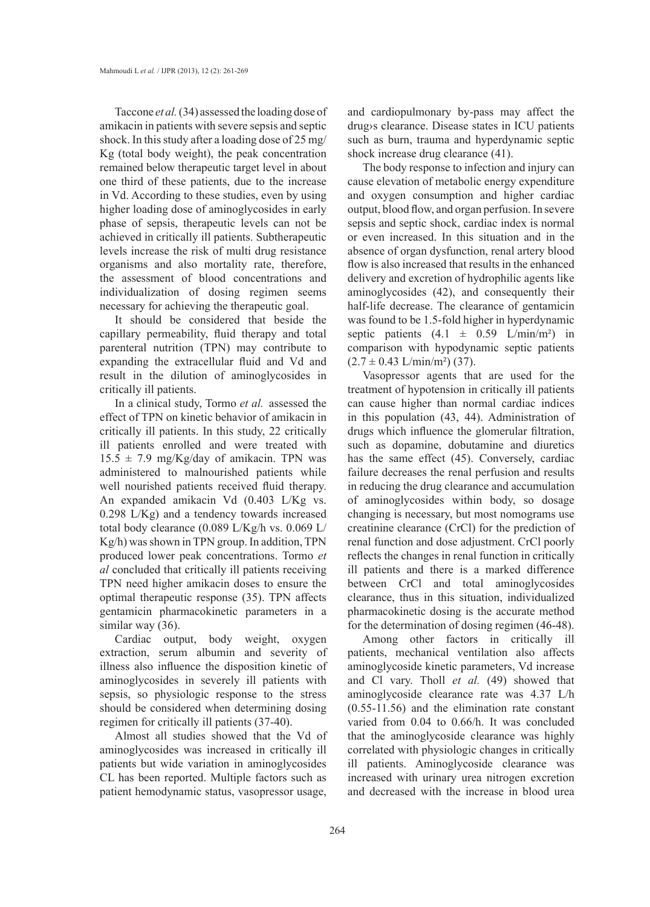Taccone *et al.* (34) assessed the loading dose of amikacin in patients with severe sepsis and septic shock. In this study after a loading dose of 25 mg/Kg (total body weight), the peak concentration remained below therapeutic target level in about one third of these patients, due to the increase in Vd. According to these studies, even by using higher loading dose of aminoglycosides in early phase of sepsis, therapeutic levels can not be achieved in critically ill patients. Subtherapeutic levels increase the risk of multi drug resistance organisms and also mortality rate, therefore, the assessment of blood concentrations and individualization of dosing regimen seems necessary for achieving the therapeutic goal.

It should be considered that beside the capillary permeability, fluid therapy and total parenteral nutrition (TPN) may contribute to expanding the extracellular fluid and Vd and result in the dilution of aminoglycosides in critically ill patients.

In a clinical study, Tormo *et al.* assessed the effect of TPN on kinetic behavior of amikacin in critically ill patients. In this study, 22 critically ill patients enrolled and were treated with $15.5 \pm 7.9$ mg/Kg/day of amikacin. TPN was administered to malnourished patients while well nourished patients received fluid therapy. An expanded amikacin Vd (0.403 L/Kg vs. 0.298 L/Kg) and a tendency towards increased total body clearance (0.089 L/Kg/h vs. 0.069 L/Kg/h) was shown in TPN group. In addition, TPN produced lower peak concentrations. Tormo *et al* concluded that critically ill patients receiving TPN need higher amikacin doses to ensure the optimal therapeutic response (35). TPN affects gentamicin pharmacokinetic parameters in a similar way (36).

Cardiac output, body weight, oxygen extraction, serum albumin and severity of illness also influence the disposition kinetic of aminoglycosides in severely ill patients with sepsis, so physiologic response to the stress should be considered when determining dosing regimen for critically ill patients (37-40).

Almost all studies showed that the Vd of aminoglycosides was increased in critically ill patients but wide variation in aminoglycosides CL has been reported. Multiple factors such as patient hemodynamic status, vasopressor usage, and cardiopulmonary by-pass may affect the drug›s clearance. Disease states in ICU patients such as burn, trauma and hyperdynamic septic shock increase drug clearance (41).

The body response to infection and injury can cause elevation of metabolic energy expenditure and oxygen consumption and higher cardiac output, blood flow, and organ perfusion. In severe sepsis and septic shock, cardiac index is normal or even increased. In this situation and in the absence of organ dysfunction, renal artery blood flow is also increased that results in the enhanced delivery and excretion of hydrophilic agents like aminoglycosides (42), and consequently their half-life decrease. The clearance of gentamicin was found to be 1.5-fold higher in hyperdynamic septic patients ($4.1 \pm 0.59$ L/min/m²) in comparison with hypodynamic septic patients ($2.7 \pm 0.43$ L/min/m²) (37).

Vasopressor agents that are used for the treatment of hypotension in critically ill patients can cause higher than normal cardiac indices in this population (43, 44). Administration of drugs which influence the glomerular filtration, such as dopamine, dobutamine and diuretics has the same effect (45). Conversely, cardiac failure decreases the renal perfusion and results in reducing the drug clearance and accumulation of aminoglycosides within body, so dosage changing is necessary, but most nomograms use creatinine clearance (CrCl) for the prediction of renal function and dose adjustment. CrCl poorly reflects the changes in renal function in critically ill patients and there is a marked difference between CrCl and total aminoglycosides clearance, thus in this situation, individualized pharmacokinetic dosing is the accurate method for the determination of dosing regimen (46-48).

Among other factors in critically ill patients, mechanical ventilation also affects aminoglycoside kinetic parameters, Vd increase and Cl vary. Tholl *et al.* (49) showed that aminoglycoside clearance rate was 4.37 L/h (0.55-11.56) and the elimination rate constant varied from 0.04 to 0.66/h. It was concluded that the aminoglycoside clearance was highly correlated with physiologic changes in critically ill patients. Aminoglycoside clearance was increased with urinary urea nitrogen excretion and decreased with the increase in blood urea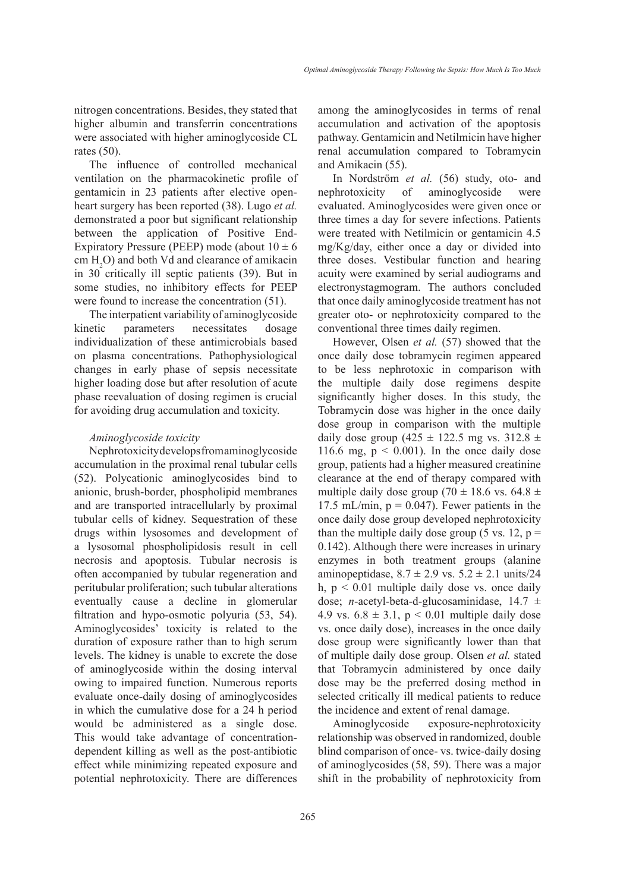nitrogen concentrations. Besides, they stated that higher albumin and transferrin concentrations were associated with higher aminoglycoside CL rates (50).

The influence of controlled mechanical ventilation on the pharmacokinetic profile of gentamicin in 23 patients after elective open-heart surgery has been reported (38). Lugo *et al.* demonstrated a poor but significant relationship between the application of Positive End-Expiratory Pressure (PEEP) mode (about $10 \pm 6$ cm $H_2O$) and both Vd and clearance of amikacin in 30 critically ill septic patients (39). But in some studies, no inhibitory effects for PEEP were found to increase the concentration (51).

The interpatient variability of aminoglycoside kinetic parameters necessitates dosage individualization of these antimicrobials based on plasma concentrations. Pathophysiological changes in early phase of sepsis necessitate higher loading dose but after resolution of acute phase reevaluation of dosing regimen is crucial for avoiding drug accumulation and toxicity.

### *Aminoglycoside toxicity*

Nephrotoxicity develops from aminoglycoside accumulation in the proximal renal tubular cells (52). Polycationic aminoglycosides bind to anionic, brush-border, phospholipid membranes and are transported intracellularly by proximal tubular cells of kidney. Sequestration of these drugs within lysosomes and development of a lysosomal phospholipidosis result in cell necrosis and apoptosis. Tubular necrosis is often accompanied by tubular regeneration and peritubular proliferation; such tubular alterations eventually cause a decline in glomerular filtration and hypo-osmotic polyuria (53, 54). Aminoglycosides' toxicity is related to the duration of exposure rather than to high serum levels. The kidney is unable to excrete the dose of aminoglycoside within the dosing interval owing to impaired function. Numerous reports evaluate once-daily dosing of aminoglycosides in which the cumulative dose for a 24 h period would be administered as a single dose. This would take advantage of concentration-dependent killing as well as the post-antibiotic effect while minimizing repeated exposure and potential nephrotoxicity. There are differences among the aminoglycosides in terms of renal accumulation and activation of the apoptosis pathway. Gentamicin and Netilmicin have higher renal accumulation compared to Tobramycin and Amikacin (55).

In Nordström *et al.* (56) study, oto- and nephrotoxicity of aminoglycoside were evaluated. Aminoglycosides were given once or three times a day for severe infections. Patients were treated with Netilmicin or gentamicin 4.5 mg/Kg/day, either once a day or divided into three doses. Vestibular function and hearing acuity were examined by serial audiograms and electronystagmogram. The authors concluded that once daily aminoglycoside treatment has not greater oto- or nephrotoxicity compared to the conventional three times daily regimen.

However, Olsen *et al.* (57) showed that the once daily dose tobramycin regimen appeared to be less nephrotoxic in comparison with the multiple daily dose regimens despite significantly higher doses. In this study, the Tobramycin dose was higher in the once daily dose group in comparison with the multiple daily dose group ($425 \pm 122.5$ mg vs. $312.8 \pm 116.6$ mg, $p < 0.001$). In the once daily dose group, patients had a higher measured creatinine clearance at the end of therapy compared with multiple daily dose group ($70 \pm 18.6$ vs. $64.8 \pm 17.5$ mL/min, $p = 0.047$). Fewer patients in the once daily dose group developed nephrotoxicity than the multiple daily dose group (5 vs. 12, $p = 0.142$). Although there were increases in urinary enzymes in both treatment groups (alanine aminopeptidase, $8.7 \pm 2.9$ vs. $5.2 \pm 2.1$ units/24 h, $p < 0.01$ multiple daily dose vs. once daily dose; *n*-acetyl-beta-d-glucosaminidase, $14.7 \pm 4.9$ vs. $6.8 \pm 3.1$, $p < 0.01$ multiple daily dose vs. once daily dose), increases in the once daily dose group were significantly lower than that of multiple daily dose group. Olsen *et al.* stated that Tobramycin administered by once daily dose may be the preferred dosing method in selected critically ill medical patients to reduce the incidence and extent of renal damage.

Aminoglycoside exposure-nephrotoxicity relationship was observed in randomized, double blind comparison of once- vs. twice-daily dosing of aminoglycosides (58, 59). There was a major shift in the probability of nephrotoxicity from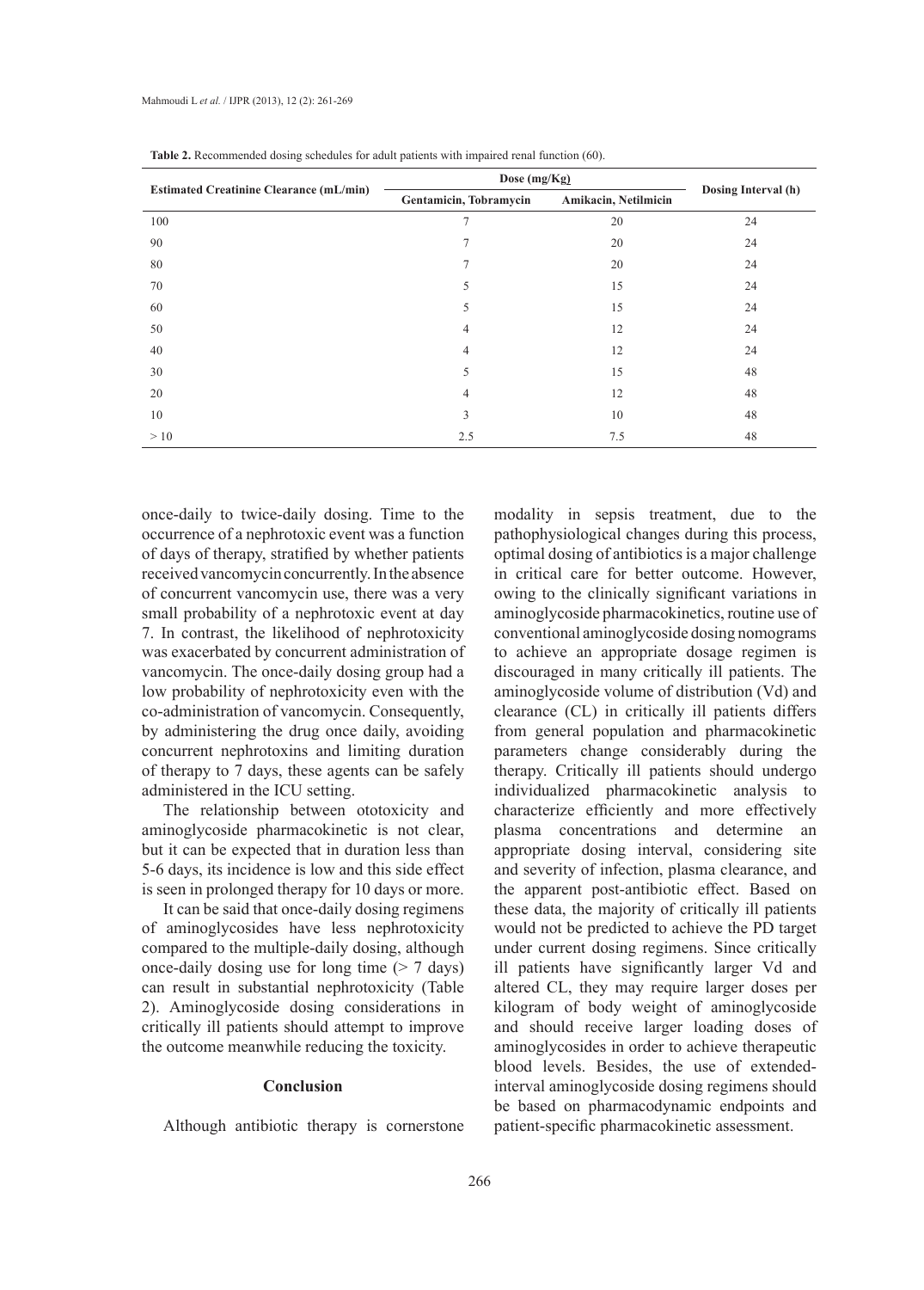**Table 2.** Recommended dosing schedules for adult patients with impaired renal function (60).

| Estimated Creatinine Clearance (mL/min) | Dose (mg/Kg) | | Dosing Interval (h) |
|---|---|---|---|
| | Gentamicin, Tobramycin | Amikacin, Netilmicin | |
| 100 | 7 | 20 | 24 |
| 90 | 7 | 20 | 24 |
| 80 | 7 | 20 | 24 |
| 70 | 5 | 15 | 24 |
| 60 | 5 | 15 | 24 |
| 50 | 4 | 12 | 24 |
| 40 | 4 | 12 | 24 |
| 30 | 5 | 15 | 48 |
| 20 | 4 | 12 | 48 |
| 10 | 3 | 10 | 48 |
| > 10 | 2.5 | 7.5 | 48 |

once-daily to twice-daily dosing. Time to the occurrence of a nephrotoxic event was a function of days of therapy, stratified by whether patients received vancomycin concurrently. In the absence of concurrent vancomycin use, there was a very small probability of a nephrotoxic event at day 7. In contrast, the likelihood of nephrotoxicity was exacerbated by concurrent administration of vancomycin. The once-daily dosing group had a low probability of nephrotoxicity even with the co-administration of vancomycin. Consequently, by administering the drug once daily, avoiding concurrent nephrotoxins and limiting duration of therapy to 7 days, these agents can be safely administered in the ICU setting.

The relationship between ototoxicity and aminoglycoside pharmacokinetic is not clear, but it can be expected that in duration less than 5-6 days, its incidence is low and this side effect is seen in prolonged therapy for 10 days or more.

It can be said that once-daily dosing regimens of aminoglycosides have less nephrotoxicity compared to the multiple-daily dosing, although once-daily dosing use for long time (> 7 days) can result in substantial nephrotoxicity (Table 2). Aminoglycoside dosing considerations in critically ill patients should attempt to improve the outcome meanwhile reducing the toxicity.

## Conclusion

Although antibiotic therapy is cornerstone modality in sepsis treatment, due to the pathophysiological changes during this process, optimal dosing of antibiotics is a major challenge in critical care for better outcome. However, owing to the clinically significant variations in aminoglycoside pharmacokinetics, routine use of conventional aminoglycoside dosing nomograms to achieve an appropriate dosage regimen is discouraged in many critically ill patients. The aminoglycoside volume of distribution (Vd) and clearance (CL) in critically ill patients differs from general population and pharmacokinetic parameters change considerably during the therapy. Critically ill patients should undergo individualized pharmacokinetic analysis to characterize efficiently and more effectively plasma concentrations and determine an appropriate dosing interval, considering site and severity of infection, plasma clearance, and the apparent post-antibiotic effect. Based on these data, the majority of critically ill patients would not be predicted to achieve the PD target under current dosing regimens. Since critically ill patients have significantly larger Vd and altered CL, they may require larger doses per kilogram of body weight of aminoglycoside and should receive larger loading doses of aminoglycosides in order to achieve therapeutic blood levels. Besides, the use of extended-interval aminoglycoside dosing regimens should be based on pharmacodynamic endpoints and patient-specific pharmacokinetic assessment.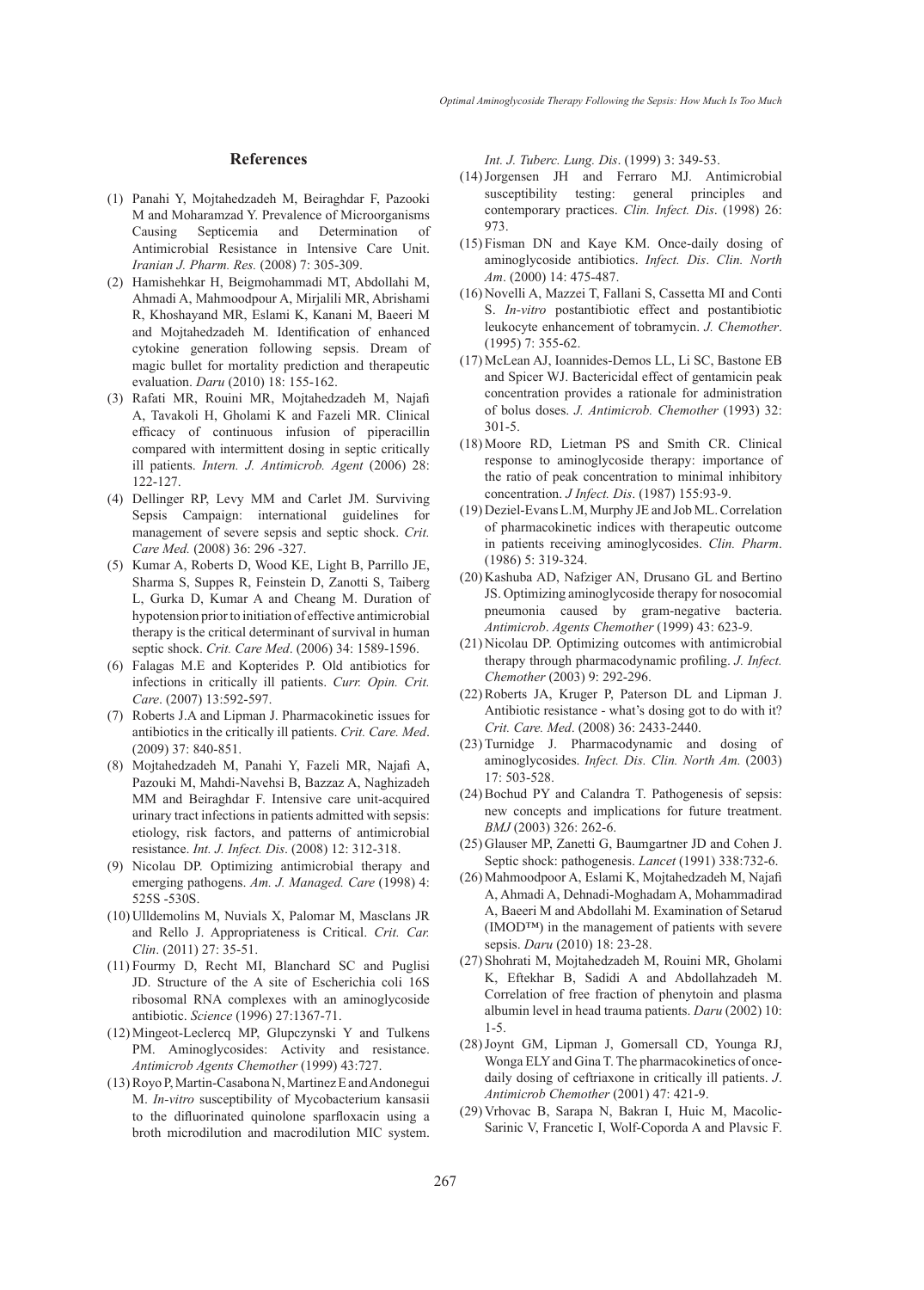## References

(1) Panahi Y, Mojtahedzadeh M, Beiraghdar F, Pazooki M and Moharamzad Y. Prevalence of Microorganisms Causing Septicemia and Determination of Antimicrobial Resistance in Intensive Care Unit. *Iranian J. Pharm. Res.* (2008) 7: 305-309.

(2) Hamishehkar H, Beigmohammadi MT, Abdollahi M, Ahmadi A, Mahmoodpour A, Mirjalili MR, Abrishami R, Khoshayand MR, Eslami K, Kanani M, Baeeri M and Mojtahedzadeh M. Identification of enhanced cytokine generation following sepsis. Dream of magic bullet for mortality prediction and therapeutic evaluation. *Daru* (2010) 18: 155-162.

(3) Rafati MR, Rouini MR, Mojtahedzadeh M, Najafi A, Tavakoli H, Gholami K and Fazeli MR. Clinical efficacy of continuous infusion of piperacillin compared with intermittent dosing in septic critically ill patients. *Intern. J. Antimicrob. Agent* (2006) 28: 122-127.

(4) Dellinger RP, Levy MM and Carlet JM. Surviving Sepsis Campaign: international guidelines for management of severe sepsis and septic shock. *Crit. Care Med.* (2008) 36: 296 -327.

(5) Kumar A, Roberts D, Wood KE, Light B, Parrillo JE, Sharma S, Suppes R, Feinstein D, Zanotti S, Taiberg L, Gurka D, Kumar A and Cheang M. Duration of hypotension prior to initiation of effective antimicrobial therapy is the critical determinant of survival in human septic shock. *Crit. Care Med*. (2006) 34: 1589-1596.

(6) Falagas M.E and Kopterides P. Old antibiotics for infections in critically ill patients. *Curr. Opin. Crit. Care*. (2007) 13:592-597.

(7) Roberts J.A and Lipman J. Pharmacokinetic issues for antibiotics in the critically ill patients. *Crit. Care. Med*. (2009) 37: 840-851.

(8) Mojtahedzadeh M, Panahi Y, Fazeli MR, Najafi A, Pazouki M, Mahdi-Navehsi B, Bazzaz A, Naghizadeh MM and Beiraghdar F. Intensive care unit-acquired urinary tract infections in patients admitted with sepsis: etiology, risk factors, and patterns of antimicrobial resistance. *Int. J. Infect. Dis*. (2008) 12: 312-318.

(9) Nicolau DP. Optimizing antimicrobial therapy and emerging pathogens. *Am. J. Managed. Care* (1998) 4: 525S -530S.

(10) Ulldemolins M, Nuvials X, Palomar M, Masclans JR and Rello J. Appropriateness is Critical. *Crit. Car. Clin*. (2011) 27: 35-51.

(11) Fourmy D, Recht MI, Blanchard SC and Puglisi JD. Structure of the A site of Escherichia coli 16S ribosomal RNA complexes with an aminoglycoside antibiotic. *Science* (1996) 27:1367-71.

(12) Mingeot-Leclercq MP, Glupczynski Y and Tulkens PM. Aminoglycosides: Activity and resistance. *Antimicrob Agents Chemother* (1999) 43:727.

(13) Royo P, Martin-Casabona N, Martinez E and Andonegui M. *In-vitro* susceptibility of Mycobacterium kansasii to the difluorinated quinolone sparfloxacin using a broth microdilution and macrodilution MIC system. *Int. J. Tuberc. Lung. Dis*. (1999) 3: 349-53.

(14) Jorgensen JH and Ferraro MJ. Antimicrobial susceptibility testing: general principles and contemporary practices. *Clin. Infect. Dis*. (1998) 26: 973.

(15) Fisman DN and Kaye KM. Once-daily dosing of aminoglycoside antibiotics. *Infect. Dis*. *Clin. North Am*. (2000) 14: 475-487.

(16) Novelli A, Mazzei T, Fallani S, Cassetta MI and Conti S. *In-vitro* postantibiotic effect and postantibiotic leukocyte enhancement of tobramycin. *J. Chemother*. (1995) 7: 355-62.

(17) McLean AJ, Ioannides-Demos LL, Li SC, Bastone EB and Spicer WJ. Bactericidal effect of gentamicin peak concentration provides a rationale for administration of bolus doses. *J. Antimicrob. Chemother* (1993) 32: 301-5.

(18) Moore RD, Lietman PS and Smith CR. Clinical response to aminoglycoside therapy: importance of the ratio of peak concentration to minimal inhibitory concentration. *J Infect. Dis*. (1987) 155:93-9.

(19) Deziel-Evans L.M, Murphy JE and Job ML. Correlation of pharmacokinetic indices with therapeutic outcome in patients receiving aminoglycosides. *Clin. Pharm*. (1986) 5: 319-324.

(20) Kashuba AD, Nafziger AN, Drusano GL and Bertino JS. Optimizing aminoglycoside therapy for nosocomial pneumonia caused by gram-negative bacteria. *Antimicrob*. *Agents Chemother* (1999) 43: 623-9.

(21) Nicolau DP. Optimizing outcomes with antimicrobial therapy through pharmacodynamic profiling. *J. Infect. Chemother* (2003) 9: 292-296.

(22) Roberts JA, Kruger P, Paterson DL and Lipman J. Antibiotic resistance - what's dosing got to do with it? *Crit. Care. Med*. (2008) 36: 2433-2440.

(23) Turnidge J. Pharmacodynamic and dosing of aminoglycosides. *Infect. Dis. Clin. North Am.* (2003) 17: 503-528.

(24) Bochud PY and Calandra T. Pathogenesis of sepsis: new concepts and implications for future treatment. *BMJ* (2003) 326: 262-6.

(25) Glauser MP, Zanetti G, Baumgartner JD and Cohen J. Septic shock: pathogenesis. *Lancet* (1991) 338:732-6.

(26) Mahmoodpoor A, Eslami K, Mojtahedzadeh M, Najafi A, Ahmadi A, Dehnadi-Moghadam A, Mohammadirad A, Baeeri M and Abdollahi M. Examination of Setarud (IMOD™) in the management of patients with severe sepsis. *Daru* (2010) 18: 23-28.

(27) Shohrati M, Mojtahedzadeh M, Rouini MR, Gholami K, Eftekhar B, Sadidi A and Abdollahzadeh M. Correlation of free fraction of phenytoin and plasma albumin level in head trauma patients. *Daru* (2002) 10: 1-5.

(28) Joynt GM, Lipman J, Gomersall CD, Younga RJ, Wonga ELY and Gina T. The pharmacokinetics of once-daily dosing of ceftriaxone in critically ill patients. *J*. *Antimicrob Chemother* (2001) 47: 421-9.

(29) Vrhovac B, Sarapa N, Bakran I, Huic M, Macolic-Sarinic V, Francetic I, Wolf-Coporda A and Plavsic F.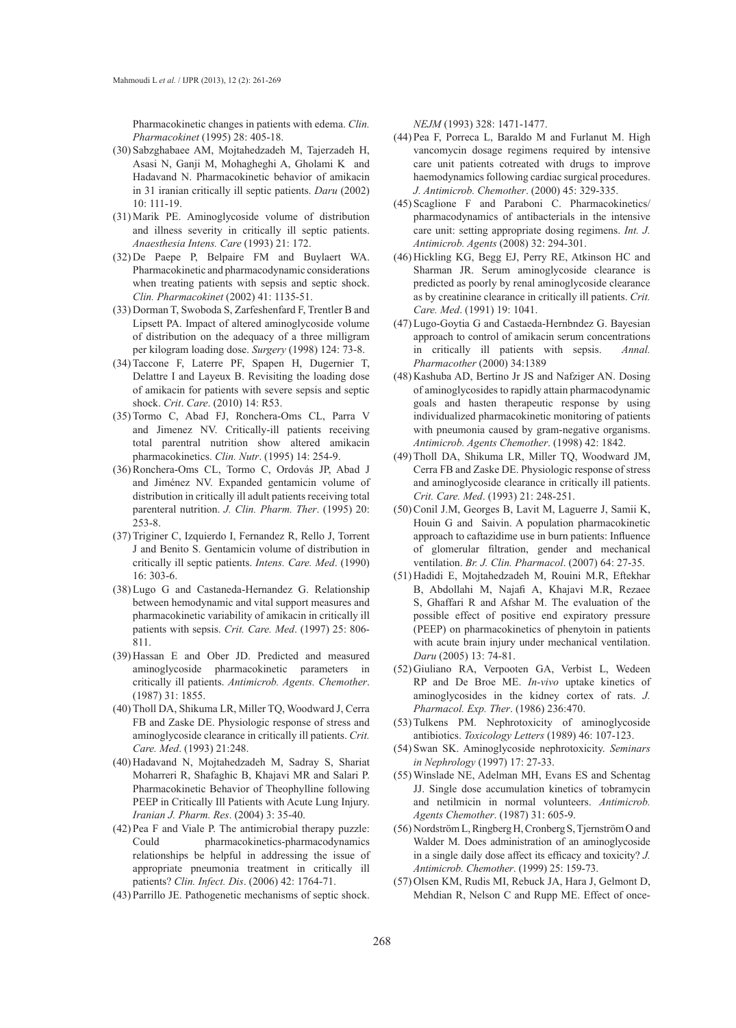Pharmacokinetic changes in patients with edema. *Clin. Pharmacokinet* (1995) 28: 405-18.

(30) Sabzghabaee AM, Mojtahedzadeh M, Tajerzadeh H, Asasi N, Ganji M, Mohagheghi A, Gholami K and Hadavand N. Pharmacokinetic behavior of amikacin in 31 iranian critically ill septic patients. *Daru* (2002) 10: 111-19.

(31) Marik PE. Aminoglycoside volume of distribution and illness severity in critically ill septic patients. *Anaesthesia Intens. Care* (1993) 21: 172.

(32) De Paepe P, Belpaire FM and Buylaert WA. Pharmacokinetic and pharmacodynamic considerations when treating patients with sepsis and septic shock. *Clin. Pharmacokinet* (2002) 41: 1135-51.

(33) Dorman T, Swoboda S, Zarfeshenfard F, Trentler B and Lipsett PA. Impact of altered aminoglycoside volume of distribution on the adequacy of a three milligram per kilogram loading dose. *Surgery* (1998) 124: 73-8.

(34) Taccone F, Laterre PF, Spapen H, Dugernier T, Delattre I and Layeux B. Revisiting the loading dose of amikacin for patients with severe sepsis and septic shock. *Crit*. *Care*. (2010) 14: R53.

(35) Tormo C, Abad FJ, Ronchera-Oms CL, Parra V and Jimenez NV. Critically-ill patients receiving total parenteral nutrition show altered amikacin pharmacokinetics. *Clin. Nutr*. (1995) 14: 254-9.

(36) Ronchera-Oms CL, Tormo C, Ordovás JP, Abad J and Jiménez NV. Expanded gentamicin volume of distribution in critically ill adult patients receiving total parenteral nutrition. *J. Clin. Pharm. Ther*. (1995) 20: 253-8.

(37) Triginer C, Izquierdo I, Fernandez R, Rello J, Torrent J and Benito S. Gentamicin volume of distribution in critically ill septic patients. *Intens. Care. Med*. (1990) 16: 303-6.

(38) Lugo G and Castaneda-Hernandez G. Relationship between hemodynamic and vital support measures and pharmacokinetic variability of amikacin in critically ill patients with sepsis. *Crit. Care. Med*. (1997) 25: 806-811.

(39) Hassan E and Ober JD. Predicted and measured aminoglycoside pharmacokinetic parameters in critically ill patients. *Antimicrob. Agents. Chemother*. (1987) 31: 1855.

(40) Tholl DA, Shikuma LR, Miller TQ, Woodward J, Cerra FB and Zaske DE. Physiologic response of stress and aminoglycoside clearance in critically ill patients. *Crit. Care. Med*. (1993) 21:248.

(40) Hadavand N, Mojtahedzadeh M, Sadray S, Shariat Moharreri R, Shafaghic B, Khajavi MR and Salari P. Pharmacokinetic Behavior of Theophylline following PEEP in Critically Ill Patients with Acute Lung Injury. *Iranian J. Pharm. Res*. (2004) 3: 35-40.

(42) Pea F and Viale P. The antimicrobial therapy puzzle: Could pharmacokinetics-pharmacodynamics relationships be helpful in addressing the issue of appropriate pneumonia treatment in critically ill patients? *Clin. Infect. Dis*. (2006) 42: 1764-71.

(43) Parrillo JE. Pathogenetic mechanisms of septic shock. *NEJM* (1993) 328: 1471-1477.

(44) Pea F, Porreca L, Baraldo M and Furlanut M. High vancomycin dosage regimens required by intensive care unit patients cotreated with drugs to improve haemodynamics following cardiac surgical procedures. *J. Antimicrob. Chemother*. (2000) 45: 329-335.

(45) Scaglione F and Paraboni C. Pharmacokinetics/pharmacodynamics of antibacterials in the intensive care unit: setting appropriate dosing regimens. *Int. J. Antimicrob. Agents* (2008) 32: 294-301.

(46) Hickling KG, Begg EJ, Perry RE, Atkinson HC and Sharman JR. Serum aminoglycoside clearance is predicted as poorly by renal aminoglycoside clearance as by creatinine clearance in critically ill patients. *Crit. Care. Med*. (1991) 19: 1041.

(47) Lugo-Goytia G and Castaeda-Hernbndez G. Bayesian approach to control of amikacin serum concentrations in critically ill patients with sepsis. *Annal. Pharmacother* (2000) 34:1389

(48) Kashuba AD, Bertino Jr JS and Nafziger AN. Dosing of aminoglycosides to rapidly attain pharmacodynamic goals and hasten therapeutic response by using individualized pharmacokinetic monitoring of patients with pneumonia caused by gram-negative organisms. *Antimicrob. Agents Chemother*. (1998) 42: 1842.

(49) Tholl DA, Shikuma LR, Miller TQ, Woodward JM, Cerra FB and Zaske DE. Physiologic response of stress and aminoglycoside clearance in critically ill patients. *Crit. Care. Med*. (1993) 21: 248-251.

(50) Conil J.M, Georges B, Lavit M, Laguerre J, Samii K, Houin G and Saivin. A population pharmacokinetic approach to caftazidime use in burn patients: Influence of glomerular filtration, gender and mechanical ventilation. *Br. J. Clin. Pharmacol*. (2007) 64: 27-35.

(51) Hadidi E, Mojtahedzadeh M, Rouini M.R, Eftekhar B, Abdollahi M, Najafi A, Khajavi M.R, Rezaee S, Ghaffari R and Afshar M. The evaluation of the possible effect of positive end expiratory pressure (PEEP) on pharmacokinetics of phenytoin in patients with acute brain injury under mechanical ventilation. *Daru* (2005) 13: 74-81.

(52) Giuliano RA, Verpooten GA, Verbist L, Wedeen RP and De Broe ME. *In-vivo* uptake kinetics of aminoglycosides in the kidney cortex of rats. *J. Pharmacol. Exp. Ther*. (1986) 236:470.

(53) Tulkens PM. Nephrotoxicity of aminoglycoside antibiotics. *Toxicology Letters* (1989) 46: 107-123.

(54) Swan SK. Aminoglycoside nephrotoxicity. *Seminars in Nephrology* (1997) 17: 27-33.

(55) Winslade NE, Adelman MH, Evans ES and Schentag JJ. Single dose accumulation kinetics of tobramycin and netilmicin in normal volunteers. *Antimicrob. Agents Chemother*. (1987) 31: 605-9.

(56) Nordström L, Ringberg H, Cronberg S, Tjernström O and Walder M. Does administration of an aminoglycoside in a single daily dose affect its efficacy and toxicity? *J. Antimicrob. Chemother*. (1999) 25: 159-73.

(57) Olsen KM, Rudis MI, Rebuck JA, Hara J, Gelmont D, Mehdian R, Nelson C and Rupp ME. Effect of once-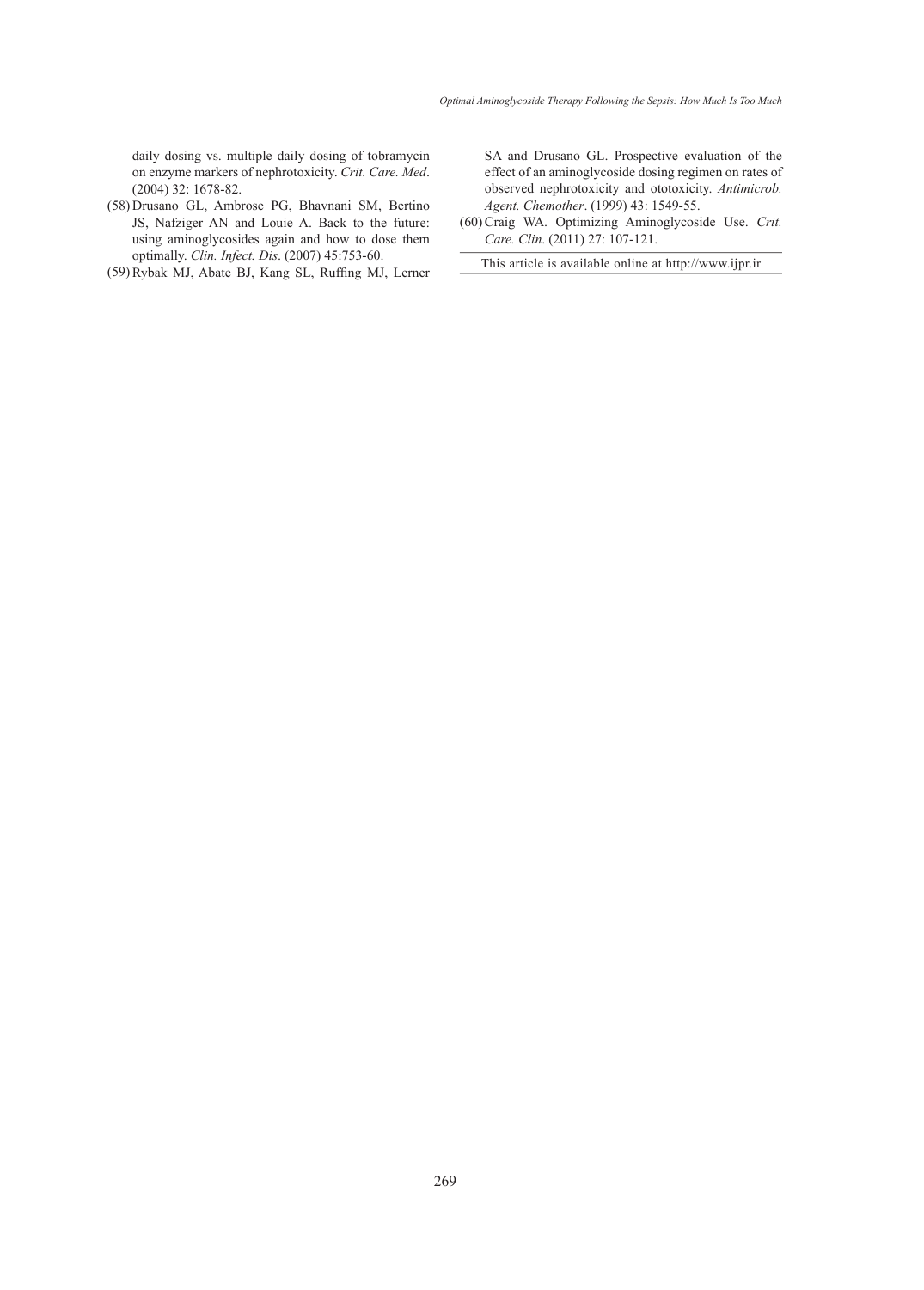daily dosing vs. multiple daily dosing of tobramycin on enzyme markers of nephrotoxicity. *Crit. Care. Med*. (2004) 32: 1678-82.

(58) Drusano GL, Ambrose PG, Bhavnani SM, Bertino JS, Nafziger AN and Louie A. Back to the future: using aminoglycosides again and how to dose them optimally. *Clin. Infect. Dis*. (2007) 45:753-60.

(59) Rybak MJ, Abate BJ, Kang SL, Ruffing MJ, Lerner SA and Drusano GL. Prospective evaluation of the effect of an aminoglycoside dosing regimen on rates of observed nephrotoxicity and ototoxicity. *Antimicrob. Agent. Chemother*. (1999) 43: 1549-55.

(60) Craig WA. Optimizing Aminoglycoside Use. *Crit. Care. Clin*. (2011) 27: 107-121.

This article is available online at http://www.ijpr.ir